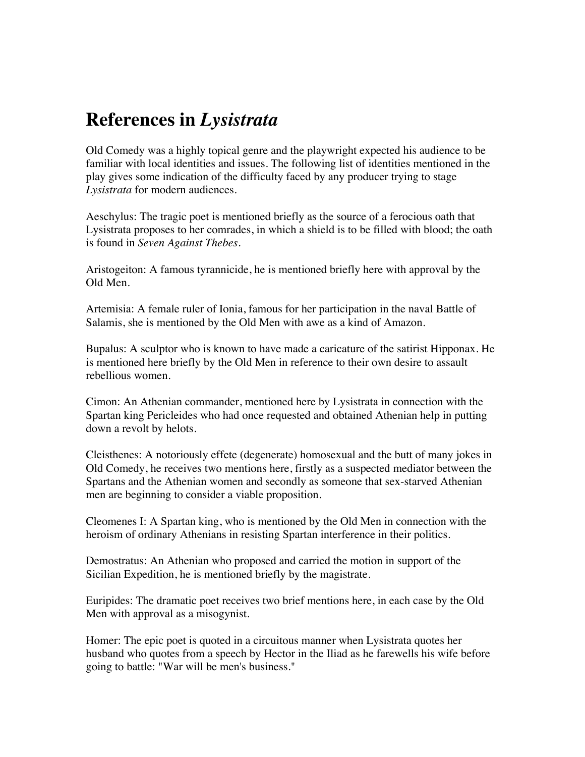# References in *Lysistrata*

Old Comedy was a highly topical genre and the playwright expected his audience to be familiar with local identities and issues. The following list of identities mentioned in the play gives some indication of the difficulty faced by any producer trying to stage *Lysistrata* for modern audiences.

Aeschylus: The tragic poet is mentioned briefly as the source of a ferocious oath that Lysistrata proposes to her comrades, in which a shield is to be filled with blood; the oath is found in *Seven Against Thebes*.

Aristogeiton: A famous tyrannicide, he is mentioned briefly here with approval by the Old Men.

Artemisia: A female ruler of Ionia, famous for her participation in the naval Battle of Salamis, she is mentioned by the Old Men with awe as a kind of Amazon.

Bupalus: A sculptor who is known to have made a caricature of the satirist Hipponax. He is mentioned here briefly by the Old Men in reference to their own desire to assault rebellious women.

Cimon: An Athenian commander, mentioned here by Lysistrata in connection with the Spartan king Pericleides who had once requested and obtained Athenian help in putting down a revolt by helots.

Cleisthenes: A notoriously effete (degenerate) homosexual and the butt of many jokes in Old Comedy, he receives two mentions here, firstly as a suspected mediator between the Spartans and the Athenian women and secondly as someone that sex-starved Athenian men are beginning to consider a viable proposition.

Cleomenes I: A Spartan king, who is mentioned by the Old Men in connection with the heroism of ordinary Athenians in resisting Spartan interference in their politics.

Demostratus: An Athenian who proposed and carried the motion in support of the Sicilian Expedition, he is mentioned briefly by the magistrate.

Euripides: The dramatic poet receives two brief mentions here, in each case by the Old Men with approval as a misogynist.

Homer: The epic poet is quoted in a circuitous manner when Lysistrata quotes her husband who quotes from a speech by Hector in the Iliad as he farewells his wife before going to battle: "War will be men's business."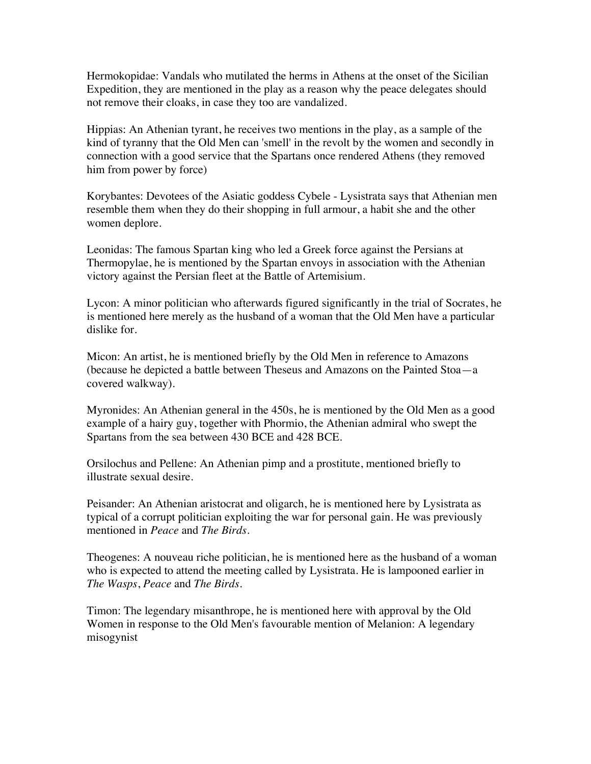Hermokopidae: Vandals who mutilated the herms in Athens at the onset of the Sicilian Expedition, they are mentioned in the play as a reason why the peace delegates should not remove their cloaks, in case they too are vandalized.

Hippias: An Athenian tyrant, he receives two mentions in the play, as a sample of the kind of tyranny that the Old Men can 'smell' in the revolt by the women and secondly in connection with a good service that the Spartans once rendered Athens (they removed him from power by force)

Korybantes: Devotees of the Asiatic goddess Cybele - Lysistrata says that Athenian men resemble them when they do their shopping in full armour, a habit she and the other women deplore.

Leonidas: The famous Spartan king who led a Greek force against the Persians at Thermopylae, he is mentioned by the Spartan envoys in association with the Athenian victory against the Persian fleet at the Battle of Artemisium.

Lycon: A minor politician who afterwards figured significantly in the trial of Socrates, he is mentioned here merely as the husband of a woman that the Old Men have a particular dislike for.

Micon: An artist, he is mentioned briefly by the Old Men in reference to Amazons (because he depicted a battle between Theseus and Amazons on the Painted Stoa—a covered walkway).

Myronides: An Athenian general in the 450s, he is mentioned by the Old Men as a good example of a hairy guy, together with Phormio, the Athenian admiral who swept the Spartans from the sea between 430 BCE and 428 BCE.

Orsilochus and Pellene: An Athenian pimp and a prostitute, mentioned briefly to illustrate sexual desire.

Peisander: An Athenian aristocrat and oligarch, he is mentioned here by Lysistrata as typical of a corrupt politician exploiting the war for personal gain. He was previously mentioned in *Peace* and *The Birds*.

Theogenes: A nouveau riche politician, he is mentioned here as the husband of a woman who is expected to attend the meeting called by Lysistrata. He is lampooned earlier in *The Wasps*, *Peace* and *The Birds*.

Timon: The legendary misanthrope, he is mentioned here with approval by the Old Women in response to the Old Men's favourable mention of Melanion: A legendary misogynist